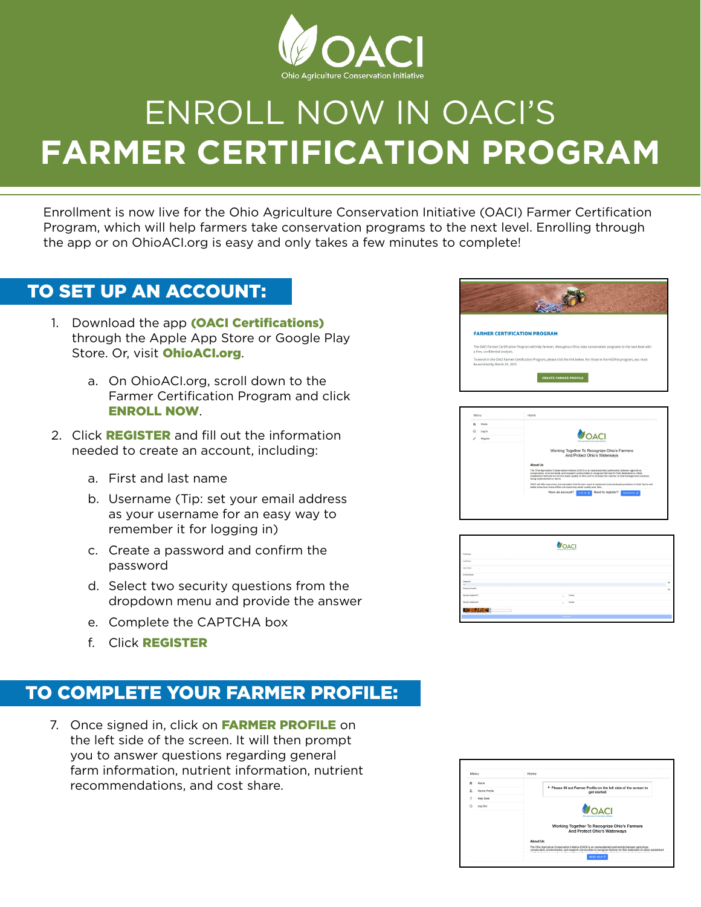# OACI

Ohio Agriculture Conservation Initiative

# ENROLL NOW IN OACI'S FARMER CERTIFICATION PROGRAM

Enrollment is now live for the Ohio Agriculture Conservation Initiative (OACI) Farmer Certification Program, which will help farmers take conservation programs to the next level. Enrolling through the app or on OhioACI.org is easy and only takes a few minutes to complete!

## TO SET UP AN ACCOUNT:

1. Download the app **(OACI Certifications)** through the Apple App Store or Google Play Store. Or, visit **OhioACI.org**.
   a. On OhioACI.org, scroll down to the Farmer Certification Program and click **ENROLL NOW**.
2. Click **REGISTER** and fill out the information needed to create an account, including:
   a. First and last name
   b. Username (Tip: set your email address as your username for an easy way to remember it for logging in)
   c. Create a password and confirm the password
   d. Select two security questions from the dropdown menu and provide the answer
   e. Complete the CAPTCHA box
   f. Click **REGISTER**

## TO COMPLETE YOUR FARMER PROFILE:

7. Once signed in, click on **FARMER PROFILE** on the left side of the screen. It will then prompt you to answer questions regarding general farm information, nutrient information, nutrient recommendations, and cost share.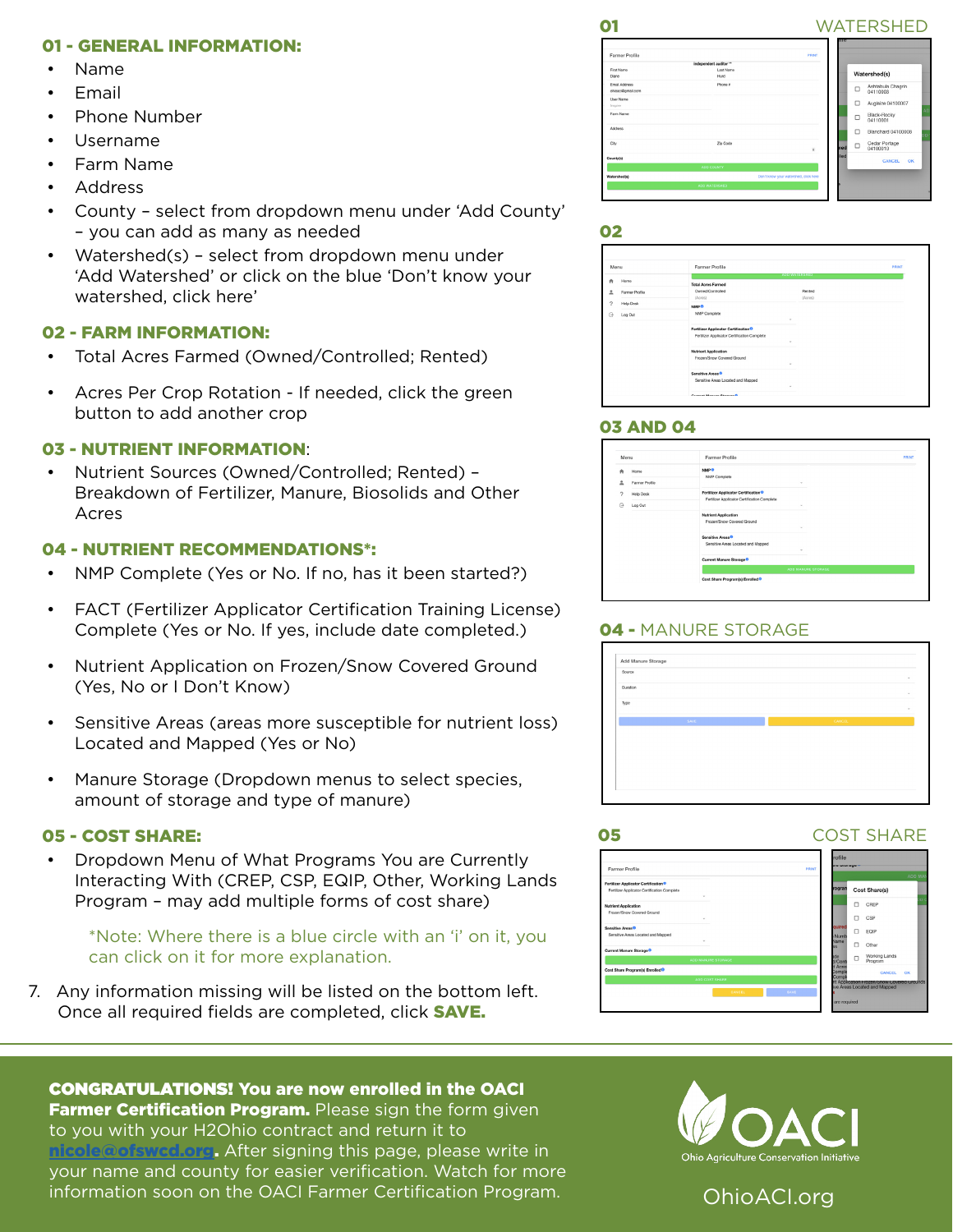## 01 - GENERAL INFORMATION:

- Name
- Email
- Phone Number
- Username
- Farm Name
- Address
- County – select from dropdown menu under 'Add County' – you can add as many as needed
- Watershed(s) – select from dropdown menu under 'Add Watershed' or click on the blue 'Don't know your watershed, click here'

## 02 - FARM INFORMATION:

- Total Acres Farmed (Owned/Controlled; Rented)
- Acres Per Crop Rotation - If needed, click the green button to add another crop

## 03 - NUTRIENT INFORMATION:

- Nutrient Sources (Owned/Controlled; Rented) – Breakdown of Fertilizer, Manure, Biosolids and Other Acres

## 04 - NUTRIENT RECOMMENDATIONS*:

- NMP Complete (Yes or No. If no, has it been started?)
- FACT (Fertilizer Applicator Certification Training License) Complete (Yes or No. If yes, include date completed.)
- Nutrient Application on Frozen/Snow Covered Ground (Yes, No or I Don't Know)
- Sensitive Areas (areas more susceptible for nutrient loss) Located and Mapped (Yes or No)
- Manure Storage (Dropdown menus to select species, amount of storage and type of manure)

## 05 - COST SHARE:

- Dropdown Menu of What Programs You are Currently Interacting With (CREP, CSP, EQIP, Other, Working Lands Program – may add multiple forms of cost share)

*Note: Where there is a blue circle with an 'i' on it, you can click on it for more explanation.

7. Any information missing will be listed on the bottom left. Once all required fields are completed, click **SAVE.**

01 WATERSHED

02

03 AND 04

04 - MANURE STORAGE

05 COST SHARE

**CONGRATULATIONS! You are now enrolled in the OACI Farmer Certification Program.** Please sign the form given to you with your H2Ohio contract and return it to nicole@ofswcd.org. After signing this page, please write in your name and county for easier verification. Watch for more information soon on the OACI Farmer Certification Program.

OACI
Ohio Agriculture Conservation Initiative

OhioACI.org